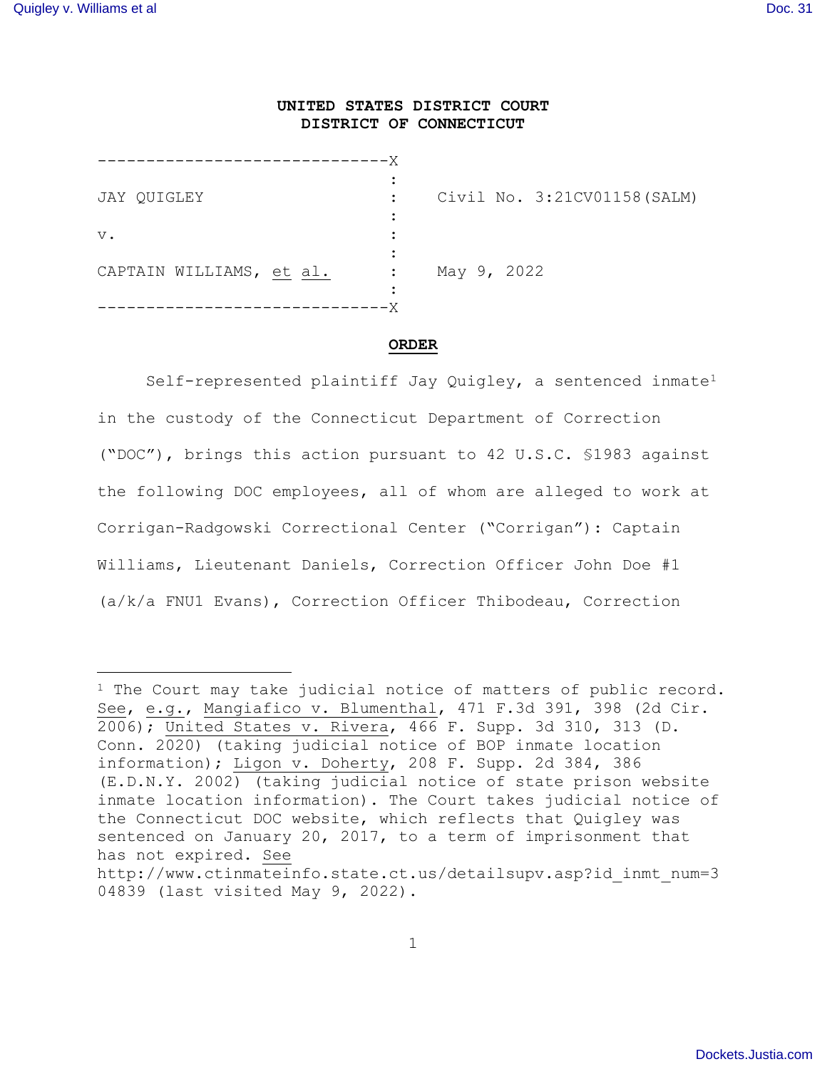**UNITED STATES DISTRICT COURT**
**DISTRICT OF CONNECTICUT**

```
------------------------------X
                              :
JAY QUIGLEY                   :    Civil No. 3:21CV01158(SALM)
                              :
v.                            :
                              :
CAPTAIN WILLIAMS, et al.      :    May 9, 2022
                              :
------------------------------X
```

**ORDER**

Self-represented plaintiff Jay Quigley, a sentenced inmate[1] in the custody of the Connecticut Department of Correction ("DOC"), brings this action pursuant to 42 U.S.C. §1983 against the following DOC employees, all of whom are alleged to work at Corrigan-Radgowski Correctional Center ("Corrigan"): Captain Williams, Lieutenant Daniels, Correction Officer John Doe #1 (a/k/a FNU1 Evans), Correction Officer Thibodeau, Correction

---

[1] The Court may take judicial notice of matters of public record. See, e.g., Mangiafico v. Blumenthal, 471 F.3d 391, 398 (2d Cir. 2006); United States v. Rivera, 466 F. Supp. 3d 310, 313 (D. Conn. 2020) (taking judicial notice of BOP inmate location information); Ligon v. Doherty, 208 F. Supp. 2d 384, 386 (E.D.N.Y. 2002) (taking judicial notice of state prison website inmate location information). The Court takes judicial notice of the Connecticut DOC website, which reflects that Quigley was sentenced on January 20, 2017, to a term of imprisonment that has not expired. See http://www.ctinmateinfo.state.ct.us/detailsupv.asp?id_inmt_num=304839 (last visited May 9, 2022).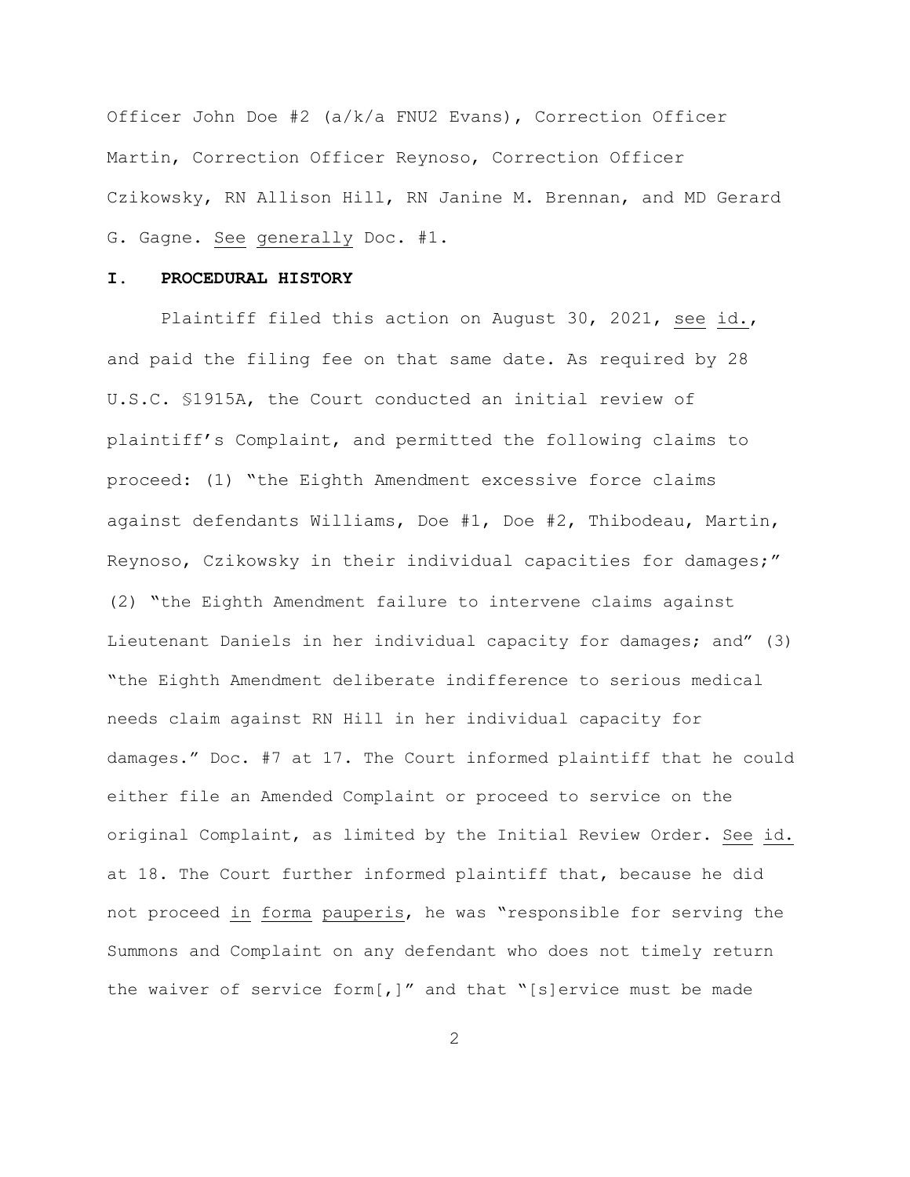Officer John Doe #2 (a/k/a FNU2 Evans), Correction Officer Martin, Correction Officer Reynoso, Correction Officer Czikowsky, RN Allison Hill, RN Janine M. Brennan, and MD Gerard G. Gagne. See generally Doc. #1.

## I. PROCEDURAL HISTORY

Plaintiff filed this action on August 30, 2021, see id., and paid the filing fee on that same date. As required by 28 U.S.C. §1915A, the Court conducted an initial review of plaintiff's Complaint, and permitted the following claims to proceed: (1) "the Eighth Amendment excessive force claims against defendants Williams, Doe #1, Doe #2, Thibodeau, Martin, Reynoso, Czikowsky in their individual capacities for damages;" (2) "the Eighth Amendment failure to intervene claims against Lieutenant Daniels in her individual capacity for damages; and" (3) "the Eighth Amendment deliberate indifference to serious medical needs claim against RN Hill in her individual capacity for damages." Doc. #7 at 17. The Court informed plaintiff that he could either file an Amended Complaint or proceed to service on the original Complaint, as limited by the Initial Review Order. See id. at 18. The Court further informed plaintiff that, because he did not proceed in forma pauperis, he was "responsible for serving the Summons and Complaint on any defendant who does not timely return the waiver of service form[,]" and that "[s]ervice must be made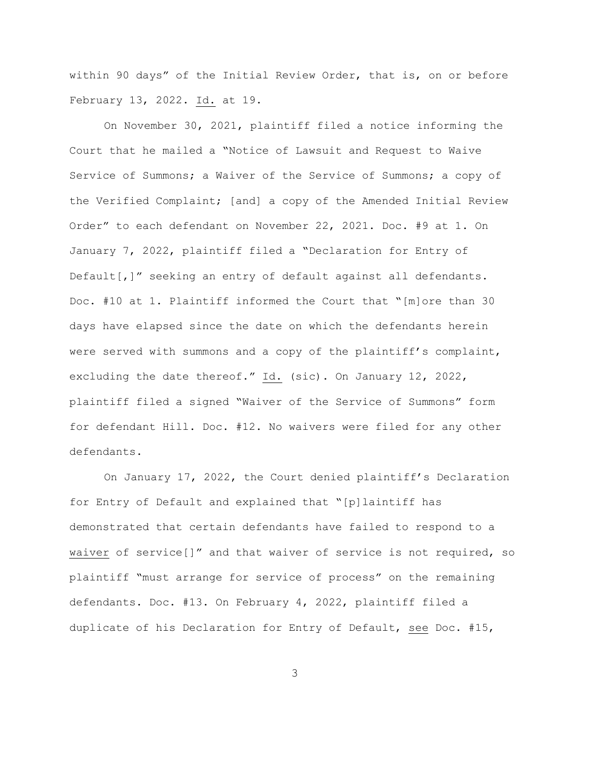within 90 days" of the Initial Review Order, that is, on or before February 13, 2022. Id. at 19.

On November 30, 2021, plaintiff filed a notice informing the Court that he mailed a "Notice of Lawsuit and Request to Waive Service of Summons; a Waiver of the Service of Summons; a copy of the Verified Complaint; [and] a copy of the Amended Initial Review Order" to each defendant on November 22, 2021. Doc. #9 at 1. On January 7, 2022, plaintiff filed a "Declaration for Entry of Default[,]" seeking an entry of default against all defendants. Doc. #10 at 1. Plaintiff informed the Court that "[m]ore than 30 days have elapsed since the date on which the defendants herein were served with summons and a copy of the plaintiff's complaint, excluding the date thereof." Id. (sic). On January 12, 2022, plaintiff filed a signed "Waiver of the Service of Summons" form for defendant Hill. Doc. #12. No waivers were filed for any other defendants.

On January 17, 2022, the Court denied plaintiff's Declaration for Entry of Default and explained that "[p]laintiff has demonstrated that certain defendants have failed to respond to a waiver of service[]" and that waiver of service is not required, so plaintiff "must arrange for service of process" on the remaining defendants. Doc. #13. On February 4, 2022, plaintiff filed a duplicate of his Declaration for Entry of Default, see Doc. #15,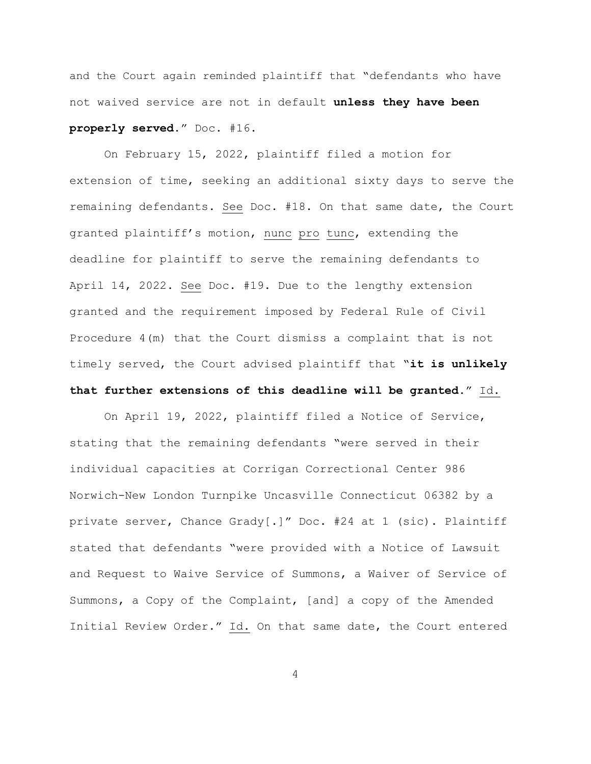and the Court again reminded plaintiff that "defendants who have not waived service are not in default **unless they have been properly served**." Doc. #16.

On February 15, 2022, plaintiff filed a motion for extension of time, seeking an additional sixty days to serve the remaining defendants. See Doc. #18. On that same date, the Court granted plaintiff's motion, nunc pro tunc, extending the deadline for plaintiff to serve the remaining defendants to April 14, 2022. See Doc. #19. Due to the lengthy extension granted and the requirement imposed by Federal Rule of Civil Procedure 4(m) that the Court dismiss a complaint that is not timely served, the Court advised plaintiff that "**it is unlikely that further extensions of this deadline will be granted**." Id.

On April 19, 2022, plaintiff filed a Notice of Service, stating that the remaining defendants "were served in their individual capacities at Corrigan Correctional Center 986 Norwich-New London Turnpike Uncasville Connecticut 06382 by a private server, Chance Grady[.]" Doc. #24 at 1 (sic). Plaintiff stated that defendants "were provided with a Notice of Lawsuit and Request to Waive Service of Summons, a Waiver of Service of Summons, a Copy of the Complaint, [and] a copy of the Amended Initial Review Order." Id. On that same date, the Court entered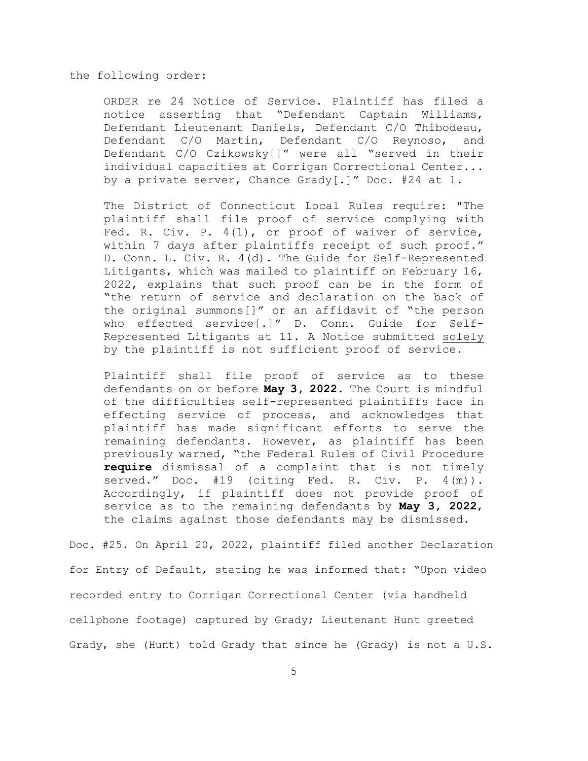the following order:

> ORDER re 24 Notice of Service. Plaintiff has filed a notice asserting that "Defendant Captain Williams, Defendant Lieutenant Daniels, Defendant C/O Thibodeau, Defendant C/O Martin, Defendant C/O Reynoso, and Defendant C/O Czikowsky[]" were all "served in their individual capacities at Corrigan Correctional Center... by a private server, Chance Grady[.]" Doc. #24 at 1.
>
> The District of Connecticut Local Rules require: "The plaintiff shall file proof of service complying with Fed. R. Civ. P. 4(l), or proof of waiver of service, within 7 days after plaintiffs receipt of such proof." D. Conn. L. Civ. R. 4(d). The Guide for Self-Represented Litigants, which was mailed to plaintiff on February 16, 2022, explains that such proof can be in the form of "the return of service and declaration on the back of the original summons[]" or an affidavit of "the person who effected service[.]" D. Conn. Guide for Self-Represented Litigants at 11. A Notice submitted <u>solely</u> by the plaintiff is not sufficient proof of service.
>
> Plaintiff shall file proof of service as to these defendants on or before **May 3, 2022**. The Court is mindful of the difficulties self-represented plaintiffs face in effecting service of process, and acknowledges that plaintiff has made significant efforts to serve the remaining defendants. However, as plaintiff has been previously warned, "the Federal Rules of Civil Procedure **require** dismissal of a complaint that is not timely served." Doc. #19 (citing Fed. R. Civ. P. 4(m)). Accordingly, if plaintiff does not provide proof of service as to the remaining defendants by **May 3, 2022**, the claims against those defendants may be dismissed.

Doc. #25. On April 20, 2022, plaintiff filed another Declaration for Entry of Default, stating he was informed that: "Upon video recorded entry to Corrigan Correctional Center (via handheld cellphone footage) captured by Grady; Lieutenant Hunt greeted Grady, she (Hunt) told Grady that since he (Grady) is not a U.S.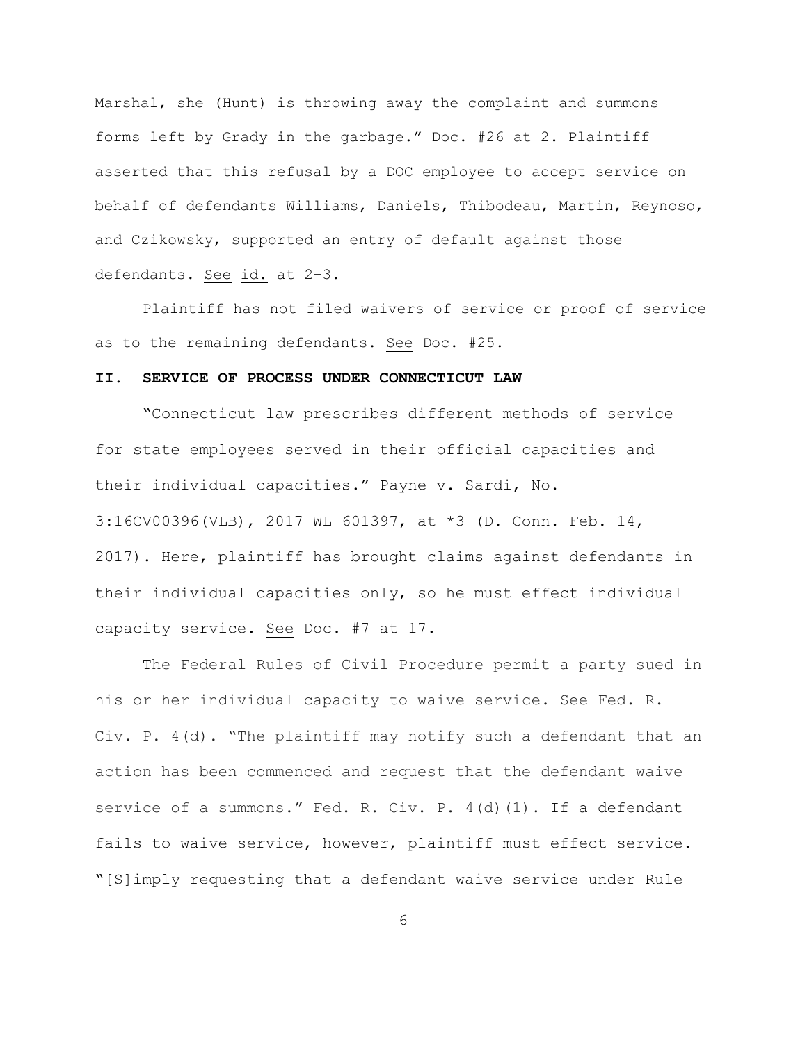Marshal, she (Hunt) is throwing away the complaint and summons forms left by Grady in the garbage." Doc. #26 at 2. Plaintiff asserted that this refusal by a DOC employee to accept service on behalf of defendants Williams, Daniels, Thibodeau, Martin, Reynoso, and Czikowsky, supported an entry of default against those defendants. See id. at 2-3.

Plaintiff has not filed waivers of service or proof of service as to the remaining defendants. See Doc. #25.

## II. SERVICE OF PROCESS UNDER CONNECTICUT LAW

"Connecticut law prescribes different methods of service for state employees served in their official capacities and their individual capacities." Payne v. Sardi, No. 3:16CV00396(VLB), 2017 WL 601397, at *3 (D. Conn. Feb. 14, 2017). Here, plaintiff has brought claims against defendants in their individual capacities only, so he must effect individual capacity service. See Doc. #7 at 17.

The Federal Rules of Civil Procedure permit a party sued in his or her individual capacity to waive service. See Fed. R. Civ. P. 4(d). "The plaintiff may notify such a defendant that an action has been commenced and request that the defendant waive service of a summons." Fed. R. Civ. P. 4(d)(1). If a defendant fails to waive service, however, plaintiff must effect service. "[S]imply requesting that a defendant waive service under Rule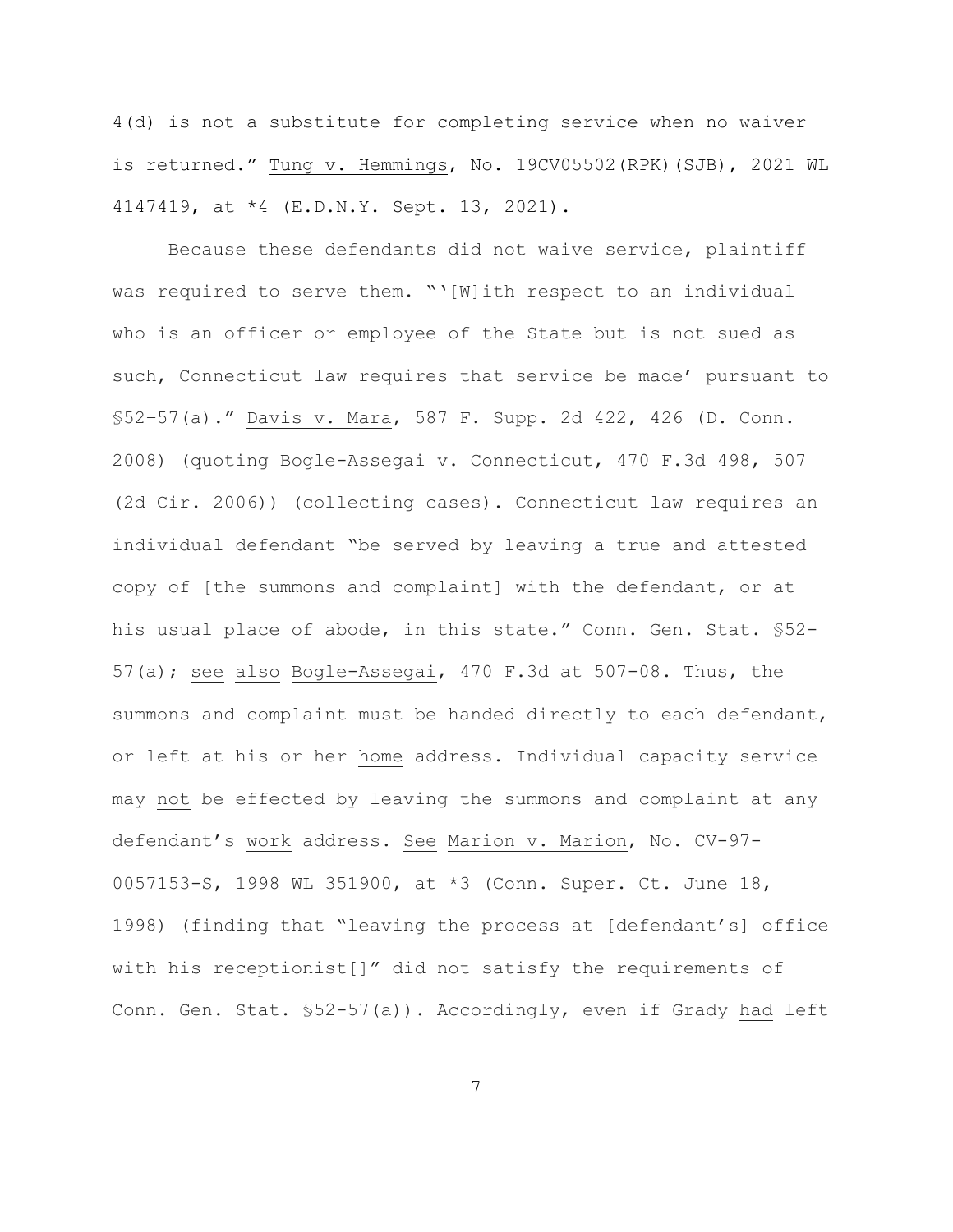4(d) is not a substitute for completing service when no waiver is returned." Tung v. Hemmings, No. 19CV05502(RPK)(SJB), 2021 WL 4147419, at *4 (E.D.N.Y. Sept. 13, 2021).

Because these defendants did not waive service, plaintiff was required to serve them. "'[W]ith respect to an individual who is an officer or employee of the State but is not sued as such, Connecticut law requires that service be made' pursuant to §52–57(a)." Davis v. Mara, 587 F. Supp. 2d 422, 426 (D. Conn. 2008) (quoting Bogle-Assegai v. Connecticut, 470 F.3d 498, 507 (2d Cir. 2006)) (collecting cases). Connecticut law requires an individual defendant "be served by leaving a true and attested copy of [the summons and complaint] with the defendant, or at his usual place of abode, in this state." Conn. Gen. Stat. §52-57(a); see also Bogle-Assegai, 470 F.3d at 507-08. Thus, the summons and complaint must be handed directly to each defendant, or left at his or her home address. Individual capacity service may not be effected by leaving the summons and complaint at any defendant's work address. See Marion v. Marion, No. CV-97-0057153-S, 1998 WL 351900, at *3 (Conn. Super. Ct. June 18, 1998) (finding that "leaving the process at [defendant's] office with his receptionist[]" did not satisfy the requirements of Conn. Gen. Stat. §52-57(a)). Accordingly, even if Grady had left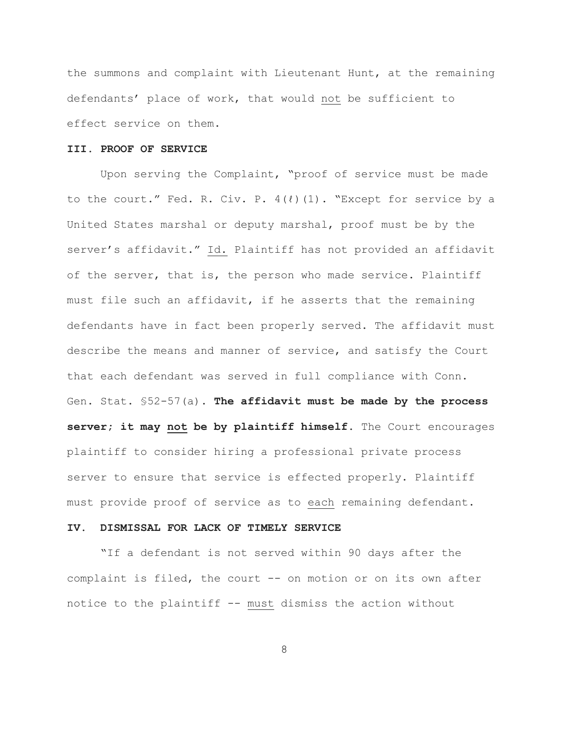the summons and complaint with Lieutenant Hunt, at the remaining defendants' place of work, that would not be sufficient to effect service on them.

## III. PROOF OF SERVICE

Upon serving the Complaint, "proof of service must be made to the court." Fed. R. Civ. P. 4(ℓ)(1). "Except for service by a United States marshal or deputy marshal, proof must be by the server's affidavit." Id. Plaintiff has not provided an affidavit of the server, that is, the person who made service. Plaintiff must file such an affidavit, if he asserts that the remaining defendants have in fact been properly served. The affidavit must describe the means and manner of service, and satisfy the Court that each defendant was served in full compliance with Conn. Gen. Stat. §52-57(a). **The affidavit must be made by the process server; it may not be by plaintiff himself.** The Court encourages plaintiff to consider hiring a professional private process server to ensure that service is effected properly. Plaintiff must provide proof of service as to each remaining defendant.

## IV. DISMISSAL FOR LACK OF TIMELY SERVICE

"If a defendant is not served within 90 days after the complaint is filed, the court -- on motion or on its own after notice to the plaintiff -- must dismiss the action without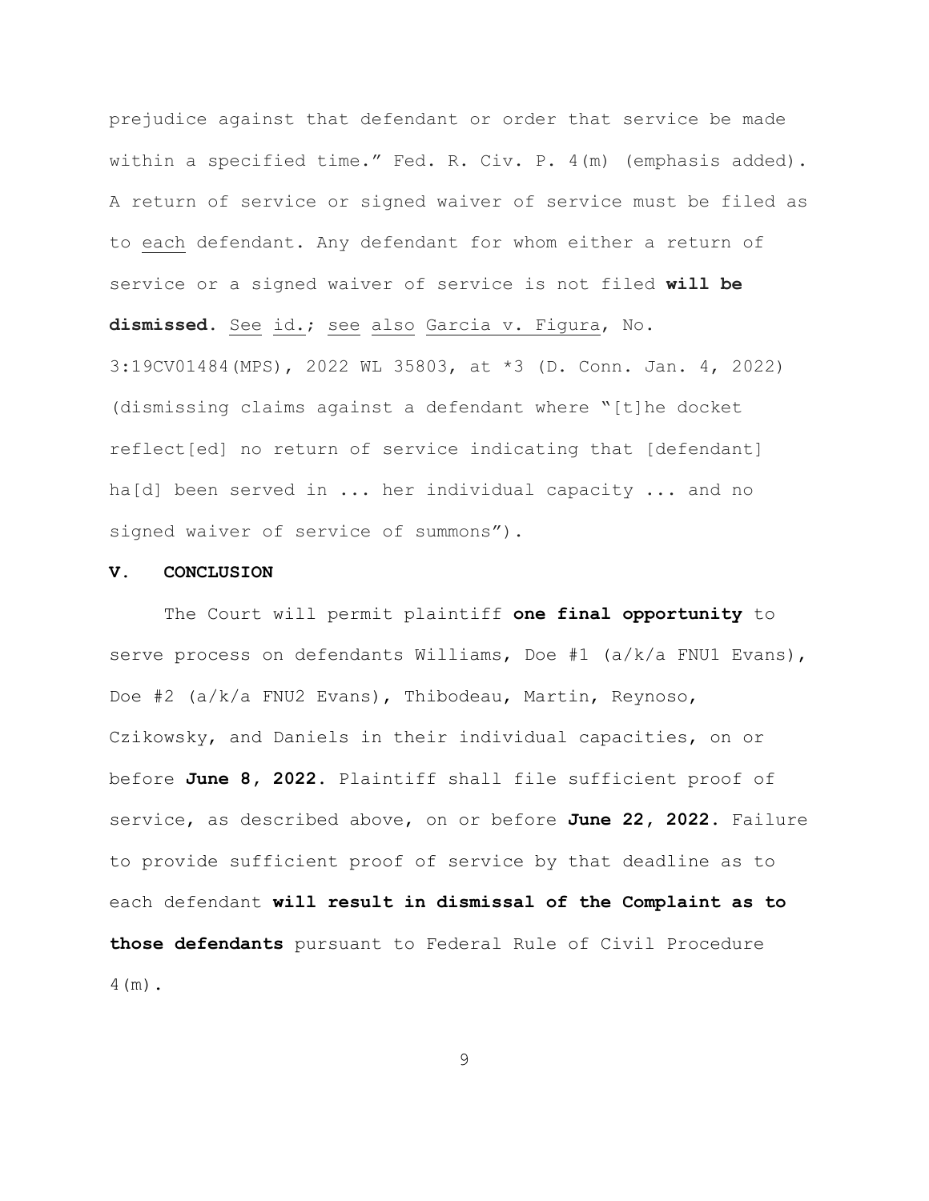prejudice against that defendant or order that service be made within a specified time." Fed. R. Civ. P. 4(m) (emphasis added). A return of service or signed waiver of service must be filed as to each defendant. Any defendant for whom either a return of service or a signed waiver of service is not filed **will be dismissed**. See id.; see also Garcia v. Figura, No. 3:19CV01484(MPS), 2022 WL 35803, at *3 (D. Conn. Jan. 4, 2022) (dismissing claims against a defendant where "[t]he docket reflect[ed] no return of service indicating that [defendant] ha[d] been served in ... her individual capacity ... and no signed waiver of service of summons").

## V. CONCLUSION

The Court will permit plaintiff **one final opportunity** to serve process on defendants Williams, Doe #1 (a/k/a FNU1 Evans), Doe #2 (a/k/a FNU2 Evans), Thibodeau, Martin, Reynoso, Czikowsky, and Daniels in their individual capacities, on or before **June 8, 2022**. Plaintiff shall file sufficient proof of service, as described above, on or before **June 22, 2022**. Failure to provide sufficient proof of service by that deadline as to each defendant **will result in dismissal of the Complaint as to those defendants** pursuant to Federal Rule of Civil Procedure 4(m).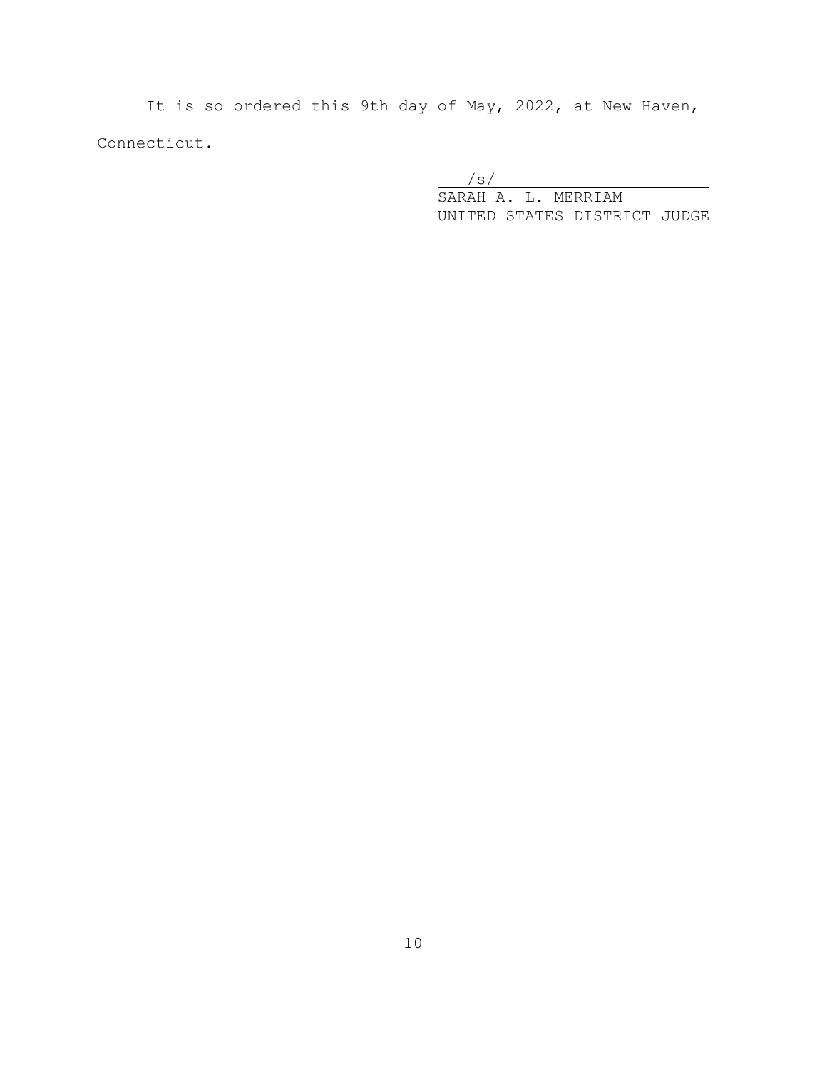It is so ordered this 9th day of May, 2022, at New Haven, Connecticut.

/s/

SARAH A. L. MERRIAM
UNITED STATES DISTRICT JUDGE